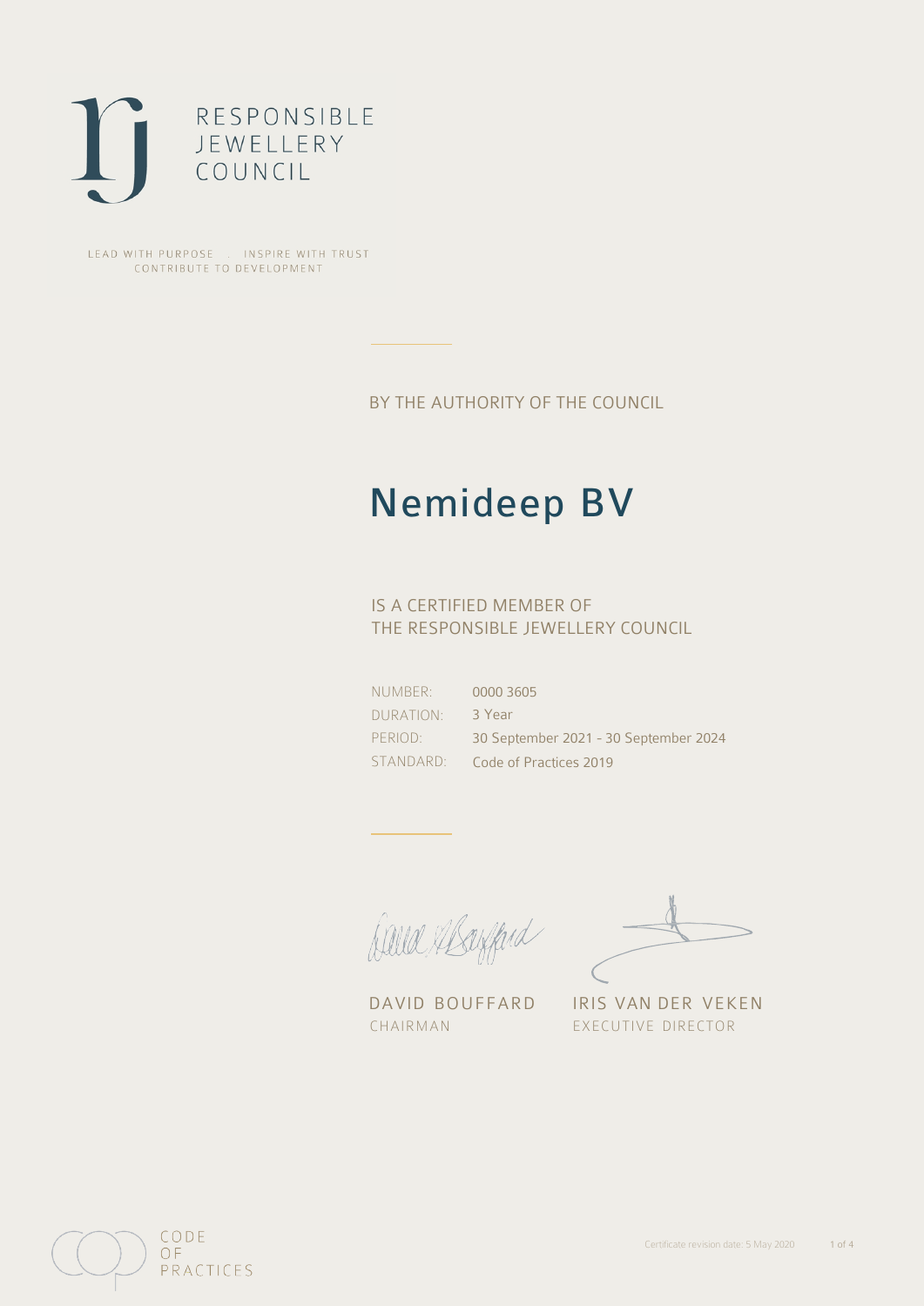RESPONSIBLE
JEWELLERY
COUNCIL

LEAD WITH PURPOSE . INSPIRE WITH TRUST
CONTRIBUTE TO DEVELOPMENT

BY THE AUTHORITY OF THE COUNCIL

# Nemideep BV

IS A CERTIFIED MEMBER OF
THE RESPONSIBLE JEWELLERY COUNCIL

| | |
|---|---|
| NUMBER: | 0000 3605 |
| DURATION: | 3 Year |
| PERIOD: | 30 September 2021 - 30 September 2024 |
| STANDARD: | Code of Practices 2019 |

DAVID BOUFFARD
CHAIRMAN

IRIS VAN DER VEKEN
EXECUTIVE DIRECTOR

CODE
OF
PRACTICES

Certificate revision date: 5 May 2020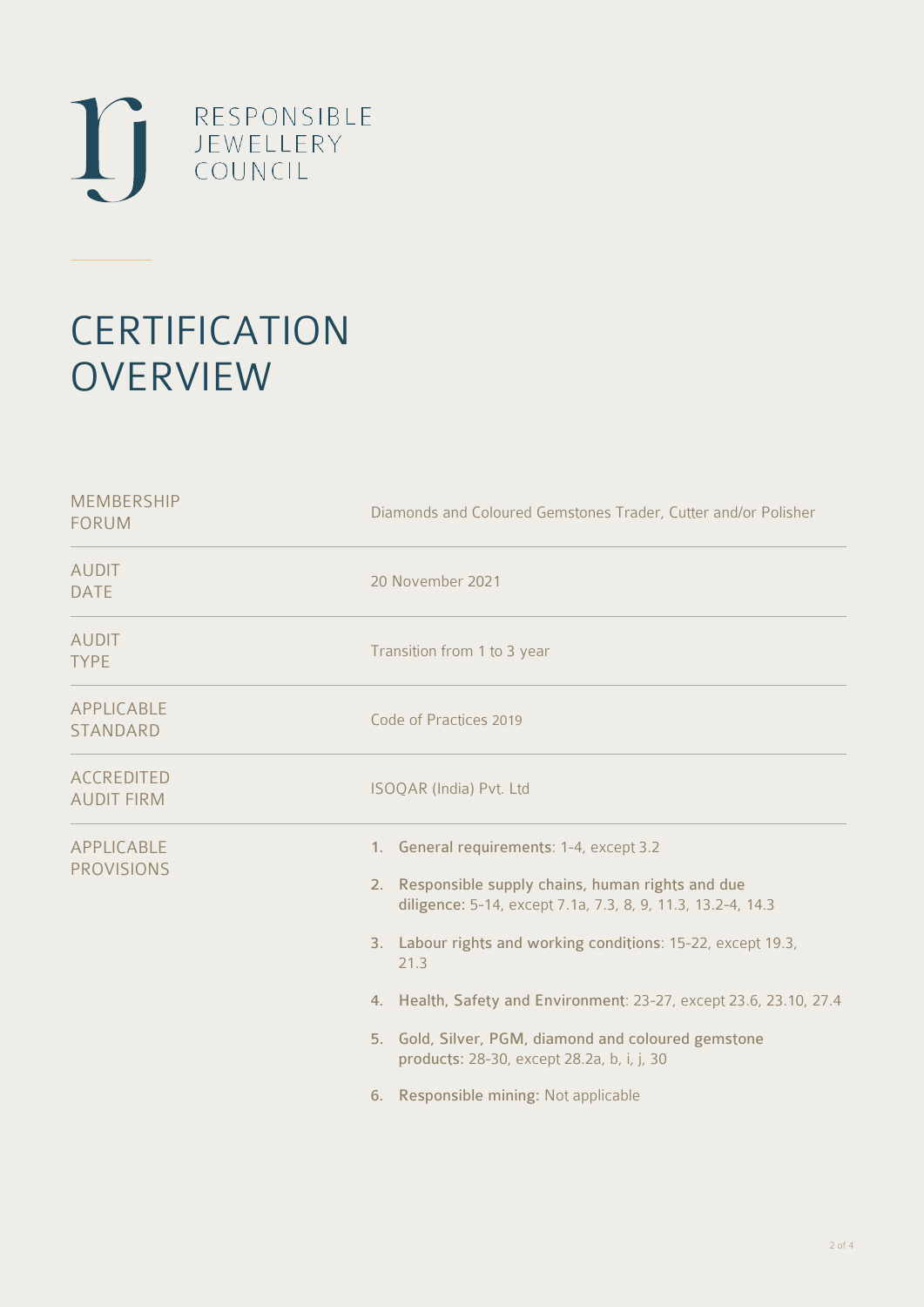RESPONSIBLE
JEWELLERY
COUNCIL

# CERTIFICATION OVERVIEW

| | |
|---|---|
| MEMBERSHIP FORUM | Diamonds and Coloured Gemstones Trader, Cutter and/or Polisher |
| AUDIT DATE | 20 November 2021 |
| AUDIT TYPE | Transition from 1 to 3 year |
| APPLICABLE STANDARD | Code of Practices 2019 |
| ACCREDITED AUDIT FIRM | ISOQAR (India) Pvt. Ltd |
| APPLICABLE PROVISIONS | 1. **General requirements**: 1-4, except 3.2<br>2. **Responsible supply chains, human rights and due diligence**: 5-14, except 7.1a, 7.3, 8, 9, 11.3, 13.2-4, 14.3<br>3. **Labour rights and working conditions**: 15-22, except 19.3, 21.3<br>4. **Health, Safety and Environment**: 23-27, except 23.6, 23.10, 27.4<br>5. **Gold, Silver, PGM, diamond and coloured gemstone products**: 28-30, except 28.2a, b, i, j, 30<br>6. **Responsible mining**: Not applicable |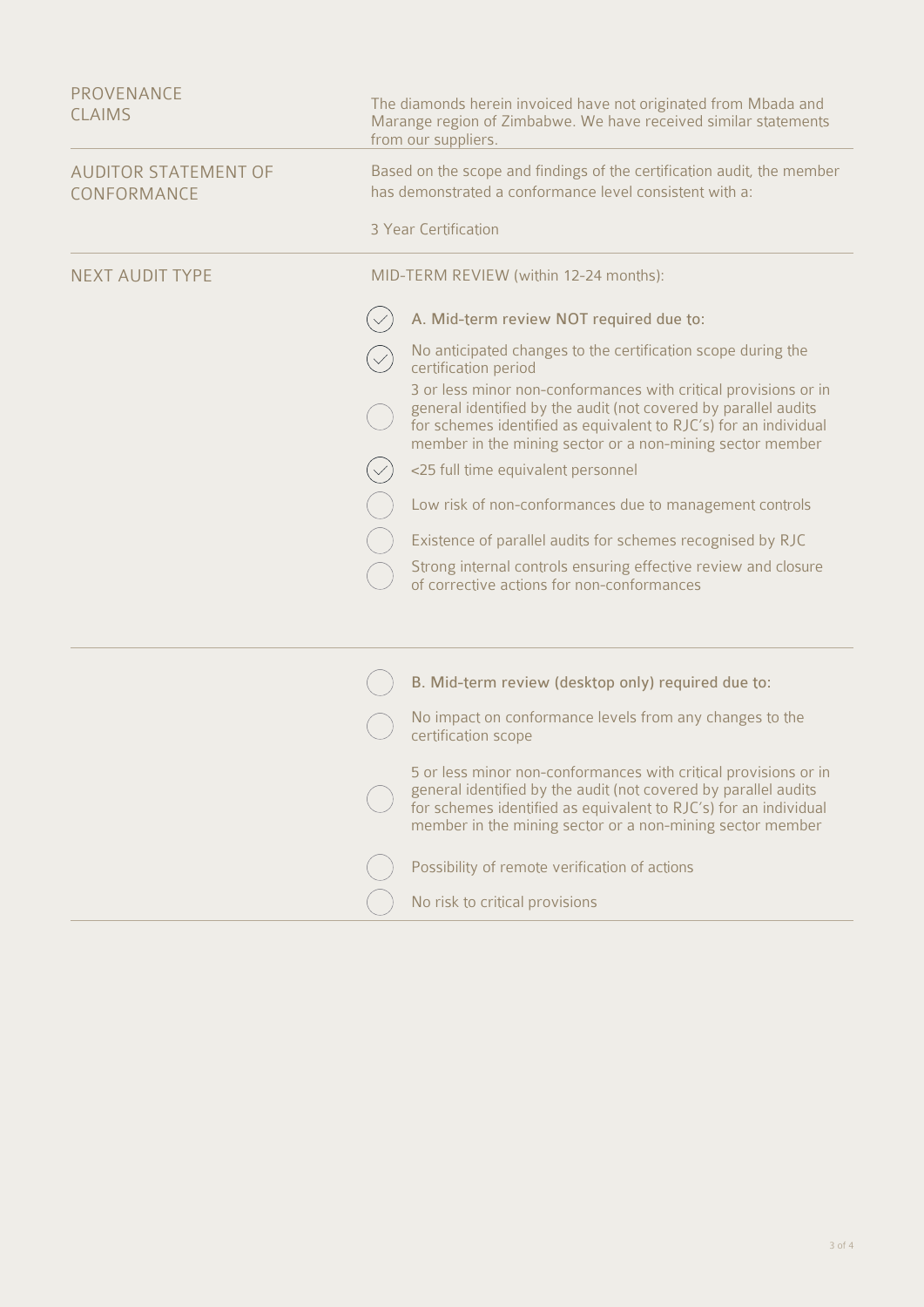| | |
|---|---|
| PROVENANCE CLAIMS | The diamonds herein invoiced have not originated from Mbada and Marange region of Zimbabwe. We have received similar statements from our suppliers. |
| AUDITOR STATEMENT OF CONFORMANCE | Based on the scope and findings of the certification audit, the member has demonstrated a conformance level consistent with a:<br><br>3 Year Certification |
| NEXT AUDIT TYPE | MID-TERM REVIEW (within 12-24 months): |

- [x] A. Mid-term review NOT required due to:
- [x] No anticipated changes to the certification scope during the certification period
- [ ] 3 or less minor non-conformances with critical provisions or in general identified by the audit (not covered by parallel audits for schemes identified as equivalent to RJC's) for an individual member in the mining sector or a non-mining sector member
- [x] <25 full time equivalent personnel
- [ ] Low risk of non-conformances due to management controls
- [ ] Existence of parallel audits for schemes recognised by RJC
- [ ] Strong internal controls ensuring effective review and closure of corrective actions for non-conformances

---

- [ ] B. Mid-term review (desktop only) required due to:
- [ ] No impact on conformance levels from any changes to the certification scope
- [ ] 5 or less minor non-conformances with critical provisions or in general identified by the audit (not covered by parallel audits for schemes identified as equivalent to RJC's) for an individual member in the mining sector or a non-mining sector member
- [ ] Possibility of remote verification of actions
- [ ] No risk to critical provisions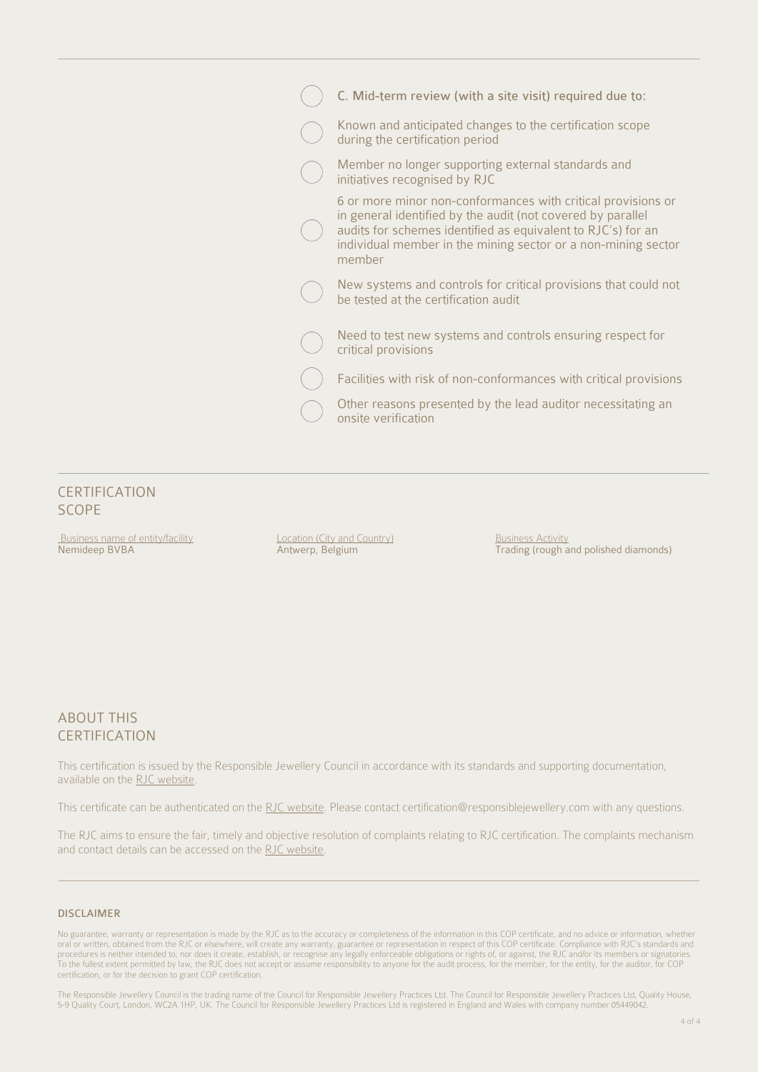- C. Mid-term review (with a site visit) required due to:
- Known and anticipated changes to the certification scope during the certification period
- Member no longer supporting external standards and initiatives recognised by RJC
- 6 or more minor non-conformances with critical provisions or in general identified by the audit (not covered by parallel audits for schemes identified as equivalent to RJC's) for an individual member in the mining sector or a non-mining sector member
- New systems and controls for critical provisions that could not be tested at the certification audit
- Need to test new systems and controls ensuring respect for critical provisions
- Facilities with risk of non-conformances with critical provisions
- Other reasons presented by the lead auditor necessitating an onsite verification

## CERTIFICATION SCOPE

| Business name of entity/facility | Location (City and Country) | Business Activity |
| --- | --- | --- |
| Nemideep BVBA | Antwerp, Belgium | Trading (rough and polished diamonds) |

## ABOUT THIS CERTIFICATION

This certification is issued by the Responsible Jewellery Council in accordance with its standards and supporting documentation, available on the RJC website.

This certificate can be authenticated on the RJC website. Please contact certification@responsiblejewellery.com with any questions.

The RJC aims to ensure the fair, timely and objective resolution of complaints relating to RJC certification. The complaints mechanism and contact details can be accessed on the RJC website.

### DISCLAIMER

No guarantee, warranty or representation is made by the RJC as to the accuracy or completeness of the information in this COP certificate, and no advice or information, whether oral or written, obtained from the RJC or elsewhere, will create any warranty, guarantee or representation in respect of this COP certificate. Compliance with RJC's standards and procedures is neither intended to, nor does it create, establish, or recognise any legally enforceable obligations or rights of, or against, the RJC and/or its members or signatories. To the fullest extent permitted by law, the RJC does not accept or assume responsibility to anyone for the audit process, for the member, for the entity, for the auditor, for COP certification, or for the decision to grant COP certification.

The Responsible Jewellery Council is the trading name of the Council for Responsible Jewellery Practices Ltd. The Council for Responsible Jewellery Practices Ltd, Quality House, 5-9 Quality Court, London, WC2A 1HP, UK. The Council for Responsible Jewellery Practices Ltd is registered in England and Wales with company number 05449042.